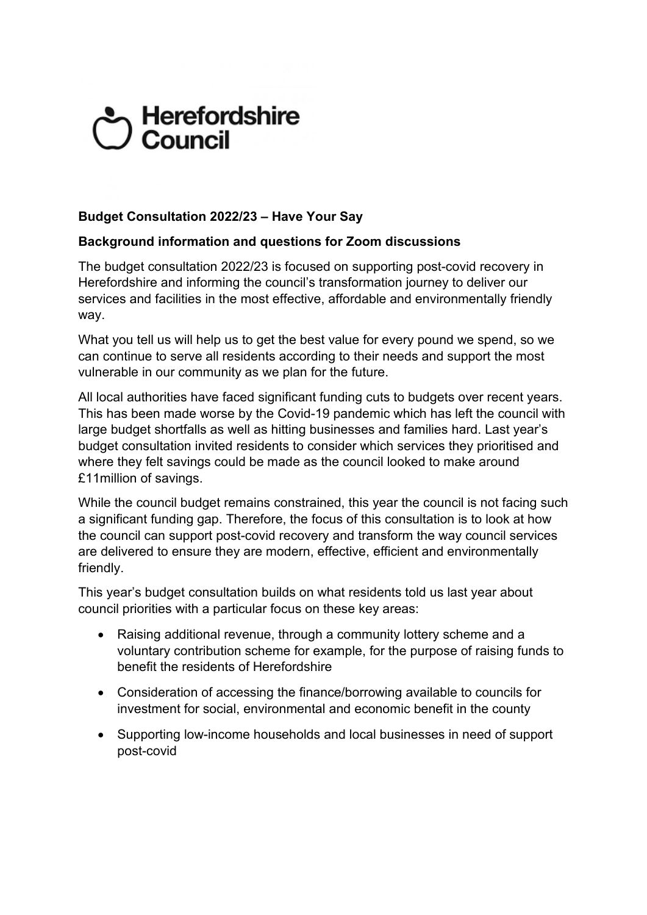Herefordshire Council

**Budget Consultation 2022/23 – Have Your Say**

**Background information and questions for Zoom discussions**

The budget consultation 2022/23 is focused on supporting post-covid recovery in Herefordshire and informing the council's transformation journey to deliver our services and facilities in the most effective, affordable and environmentally friendly way.

What you tell us will help us to get the best value for every pound we spend, so we can continue to serve all residents according to their needs and support the most vulnerable in our community as we plan for the future.

All local authorities have faced significant funding cuts to budgets over recent years. This has been made worse by the Covid-19 pandemic which has left the council with large budget shortfalls as well as hitting businesses and families hard. Last year's budget consultation invited residents to consider which services they prioritised and where they felt savings could be made as the council looked to make around £11million of savings.

While the council budget remains constrained, this year the council is not facing such a significant funding gap. Therefore, the focus of this consultation is to look at how the council can support post-covid recovery and transform the way council services are delivered to ensure they are modern, effective, efficient and environmentally friendly.

This year's budget consultation builds on what residents told us last year about council priorities with a particular focus on these key areas:

- Raising additional revenue, through a community lottery scheme and a voluntary contribution scheme for example, for the purpose of raising funds to benefit the residents of Herefordshire
- Consideration of accessing the finance/borrowing available to councils for investment for social, environmental and economic benefit in the county
- Supporting low-income households and local businesses in need of support post-covid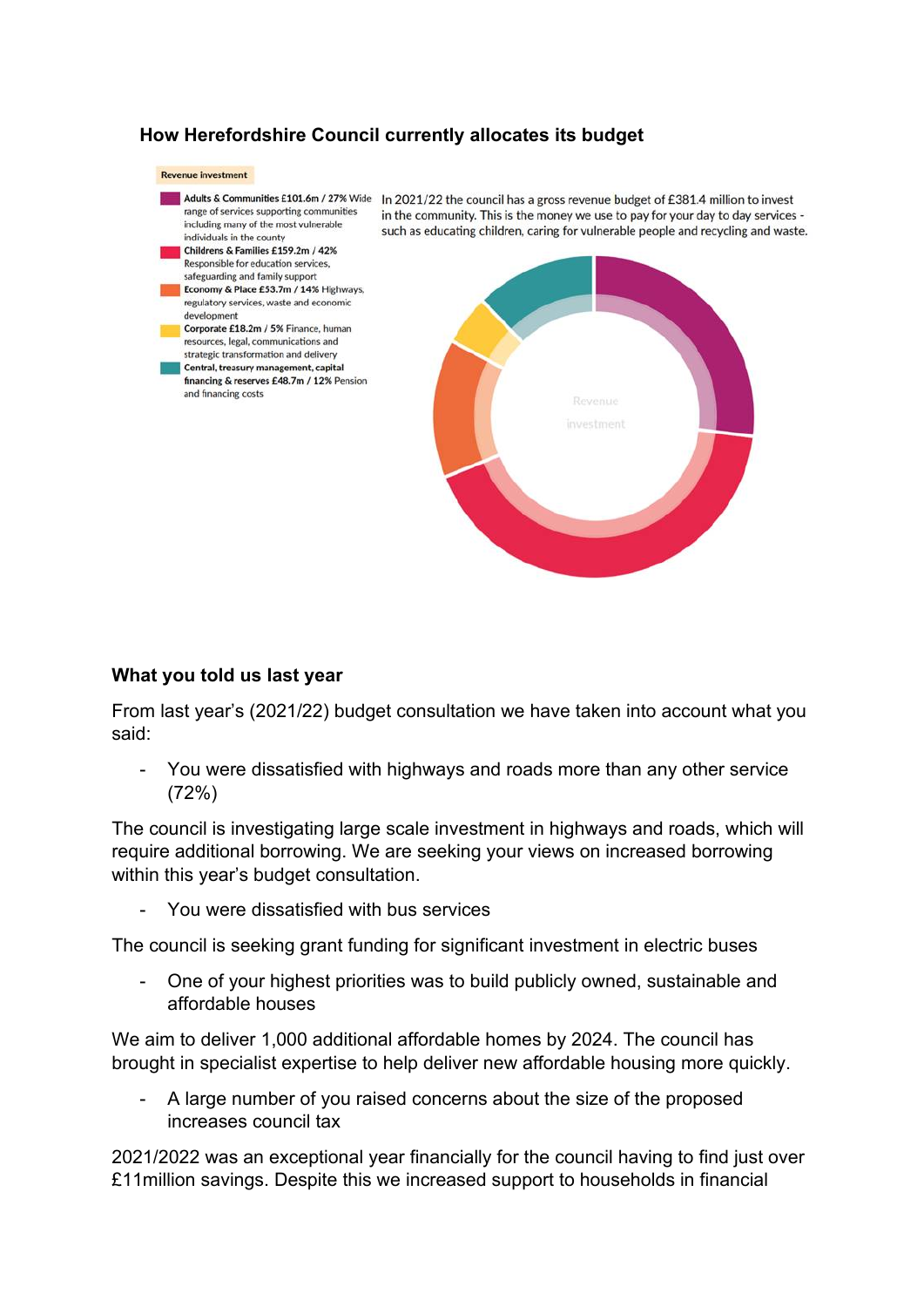### How Herefordshire Council currently allocates its budget

**Revenue investment**

- **Adults & Communities £101.6m / 27%** Wide range of services supporting communities including many of the most vulnerable individuals in the county
- **Childrens & Families £159.2m / 42%** Responsible for education services, safeguarding and family support
- **Economy & Place £53.7m / 14%** Highways, regulatory services, waste and economic development
- **Corporate £18.2m / 5%** Finance, human resources, legal, communications and strategic transformation and delivery
- **Central, treasury management, capital financing & reserves £48.7m / 12%** Pension and financing costs

In 2021/22 the council has a gross revenue budget of £381.4 million to invest in the community. This is the money we use to pay for your day to day services - such as educating children, caring for vulnerable people and recycling and waste.

Revenue investment

### What you told us last year

From last year's (2021/22) budget consultation we have taken into account what you said:

- You were dissatisfied with highways and roads more than any other service (72%)

The council is investigating large scale investment in highways and roads, which will require additional borrowing. We are seeking your views on increased borrowing within this year's budget consultation.

- You were dissatisfied with bus services

The council is seeking grant funding for significant investment in electric buses

- One of your highest priorities was to build publicly owned, sustainable and affordable houses

We aim to deliver 1,000 additional affordable homes by 2024. The council has brought in specialist expertise to help deliver new affordable housing more quickly.

- A large number of you raised concerns about the size of the proposed increases council tax

2021/2022 was an exceptional year financially for the council having to find just over £11million savings. Despite this we increased support to households in financial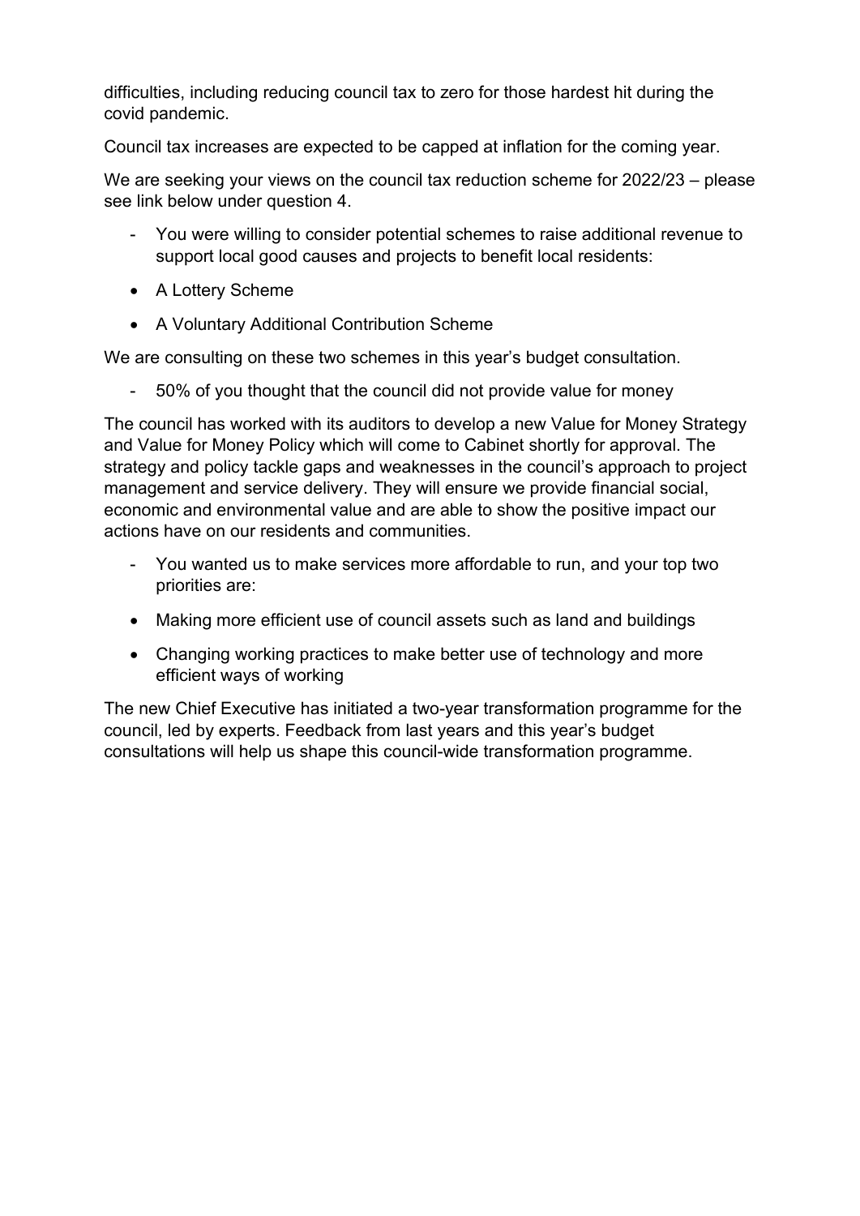difficulties, including reducing council tax to zero for those hardest hit during the covid pandemic.

Council tax increases are expected to be capped at inflation for the coming year.

We are seeking your views on the council tax reduction scheme for 2022/23 – please see link below under question 4.

- You were willing to consider potential schemes to raise additional revenue to support local good causes and projects to benefit local residents:

- A Lottery Scheme
- A Voluntary Additional Contribution Scheme

We are consulting on these two schemes in this year's budget consultation.

- 50% of you thought that the council did not provide value for money

The council has worked with its auditors to develop a new Value for Money Strategy and Value for Money Policy which will come to Cabinet shortly for approval. The strategy and policy tackle gaps and weaknesses in the council's approach to project management and service delivery. They will ensure we provide financial social, economic and environmental value and are able to show the positive impact our actions have on our residents and communities.

- You wanted us to make services more affordable to run, and your top two priorities are:

- Making more efficient use of council assets such as land and buildings
- Changing working practices to make better use of technology and more efficient ways of working

The new Chief Executive has initiated a two-year transformation programme for the council, led by experts. Feedback from last years and this year's budget consultations will help us shape this council-wide transformation programme.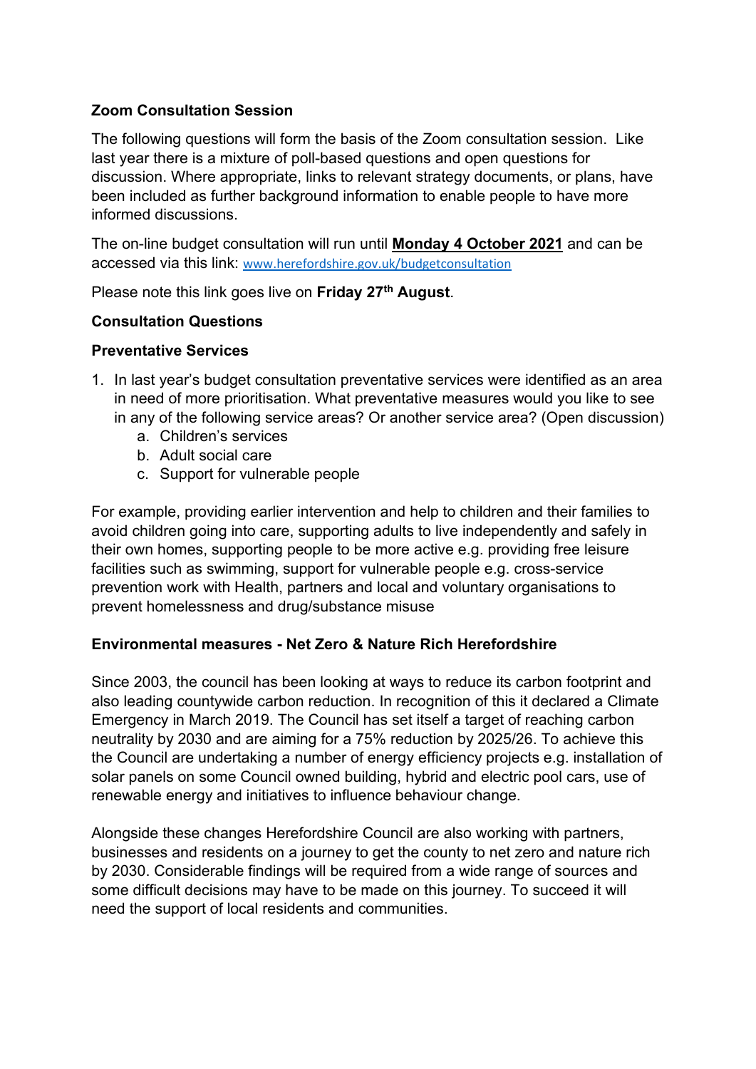**Zoom Consultation Session**

The following questions will form the basis of the Zoom consultation session. Like last year there is a mixture of poll-based questions and open questions for discussion. Where appropriate, links to relevant strategy documents, or plans, have been included as further background information to enable people to have more informed discussions.

The on-line budget consultation will run until **Monday 4 October 2021** and can be accessed via this link: www.herefordshire.gov.uk/budgetconsultation

Please note this link goes live on **Friday 27th August**.

**Consultation Questions**

**Preventative Services**

1. In last year's budget consultation preventative services were identified as an area in need of more prioritisation. What preventative measures would you like to see in any of the following service areas? Or another service area? (Open discussion)
   a. Children's services
   b. Adult social care
   c. Support for vulnerable people

For example, providing earlier intervention and help to children and their families to avoid children going into care, supporting adults to live independently and safely in their own homes, supporting people to be more active e.g. providing free leisure facilities such as swimming, support for vulnerable people e.g. cross-service prevention work with Health, partners and local and voluntary organisations to prevent homelessness and drug/substance misuse

**Environmental measures - Net Zero & Nature Rich Herefordshire**

Since 2003, the council has been looking at ways to reduce its carbon footprint and also leading countywide carbon reduction. In recognition of this it declared a Climate Emergency in March 2019. The Council has set itself a target of reaching carbon neutrality by 2030 and are aiming for a 75% reduction by 2025/26. To achieve this the Council are undertaking a number of energy efficiency projects e.g. installation of solar panels on some Council owned building, hybrid and electric pool cars, use of renewable energy and initiatives to influence behaviour change.

Alongside these changes Herefordshire Council are also working with partners, businesses and residents on a journey to get the county to net zero and nature rich by 2030. Considerable findings will be required from a wide range of sources and some difficult decisions may have to be made on this journey. To succeed it will need the support of local residents and communities.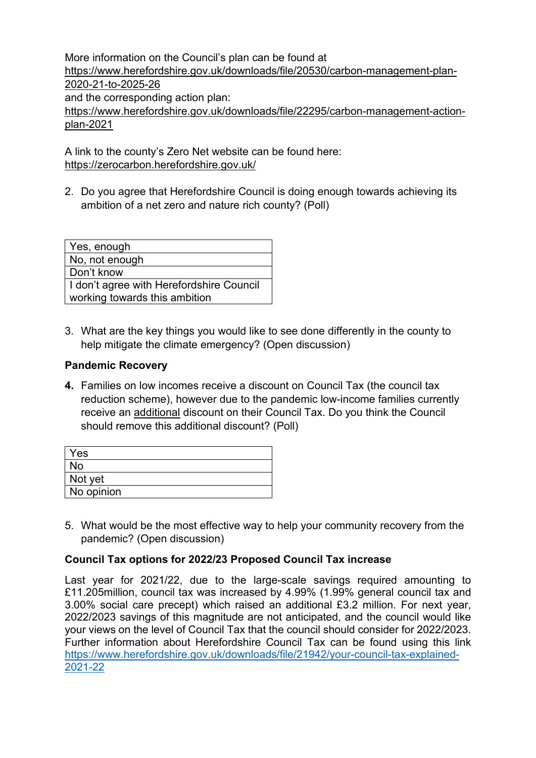More information on the Council's plan can be found at
https://www.herefordshire.gov.uk/downloads/file/20530/carbon-management-plan-2020-21-to-2025-26
and the corresponding action plan:
https://www.herefordshire.gov.uk/downloads/file/22295/carbon-management-action-plan-2021

A link to the county's Zero Net website can be found here:
https://zerocarbon.herefordshire.gov.uk/

2. Do you agree that Herefordshire Council is doing enough towards achieving its ambition of a net zero and nature rich county? (Poll)

| Yes, enough |
|---|
| No, not enough |
| Don't know |
| I don't agree with Herefordshire Council working towards this ambition |

3. What are the key things you would like to see done differently in the county to help mitigate the climate emergency? (Open discussion)

**Pandemic Recovery**

**4.** Families on low incomes receive a discount on Council Tax (the council tax reduction scheme), however due to the pandemic low-income families currently receive an additional discount on their Council Tax. Do you think the Council should remove this additional discount? (Poll)

| Yes |
|---|
| No |
| Not yet |
| No opinion |

5. What would be the most effective way to help your community recovery from the pandemic? (Open discussion)

**Council Tax options for 2022/23 Proposed Council Tax increase**

Last year for 2021/22, due to the large-scale savings required amounting to £11.205million, council tax was increased by 4.99% (1.99% general council tax and 3.00% social care precept) which raised an additional £3.2 million. For next year, 2022/2023 savings of this magnitude are not anticipated, and the council would like your views on the level of Council Tax that the council should consider for 2022/2023. Further information about Herefordshire Council Tax can be found using this link https://www.herefordshire.gov.uk/downloads/file/21942/your-council-tax-explained-2021-22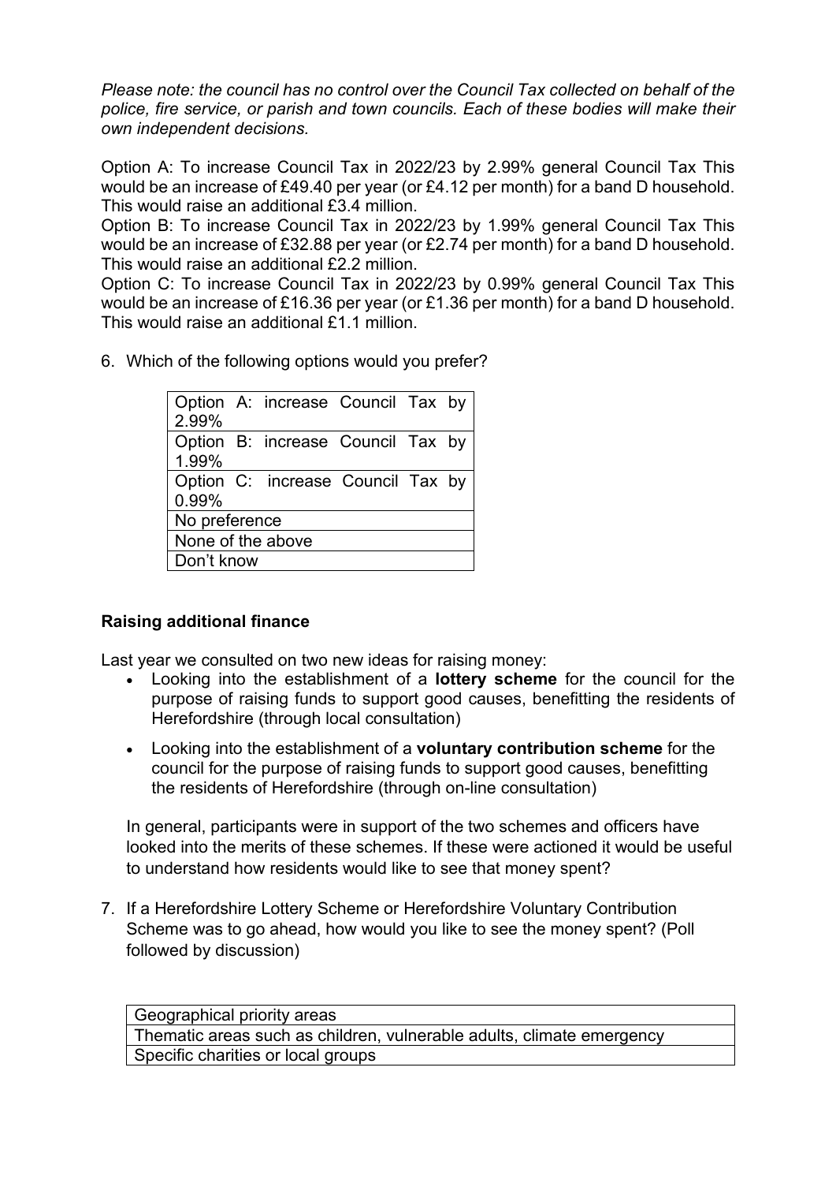*Please note: the council has no control over the Council Tax collected on behalf of the police, fire service, or parish and town councils. Each of these bodies will make their own independent decisions.*

Option A: To increase Council Tax in 2022/23 by 2.99% general Council Tax This would be an increase of £49.40 per year (or £4.12 per month) for a band D household. This would raise an additional £3.4 million.
Option B: To increase Council Tax in 2022/23 by 1.99% general Council Tax This would be an increase of £32.88 per year (or £2.74 per month) for a band D household. This would raise an additional £2.2 million.
Option C: To increase Council Tax in 2022/23 by 0.99% general Council Tax This would be an increase of £16.36 per year (or £1.36 per month) for a band D household. This would raise an additional £1.1 million.

6. Which of the following options would you prefer?

| Option A: increase Council Tax by 2.99% |
|---|
| Option B: increase Council Tax by 1.99% |
| Option C: increase Council Tax by 0.99% |
| No preference |
| None of the above |
| Don't know |

**Raising additional finance**

Last year we consulted on two new ideas for raising money:

- Looking into the establishment of a **lottery scheme** for the council for the purpose of raising funds to support good causes, benefitting the residents of Herefordshire (through local consultation)
- Looking into the establishment of a **voluntary contribution scheme** for the council for the purpose of raising funds to support good causes, benefitting the residents of Herefordshire (through on-line consultation)

In general, participants were in support of the two schemes and officers have looked into the merits of these schemes. If these were actioned it would be useful to understand how residents would like to see that money spent?

7. If a Herefordshire Lottery Scheme or Herefordshire Voluntary Contribution Scheme was to go ahead, how would you like to see the money spent? (Poll followed by discussion)

| Geographical priority areas |
|---|
| Thematic areas such as children, vulnerable adults, climate emergency |
| Specific charities or local groups |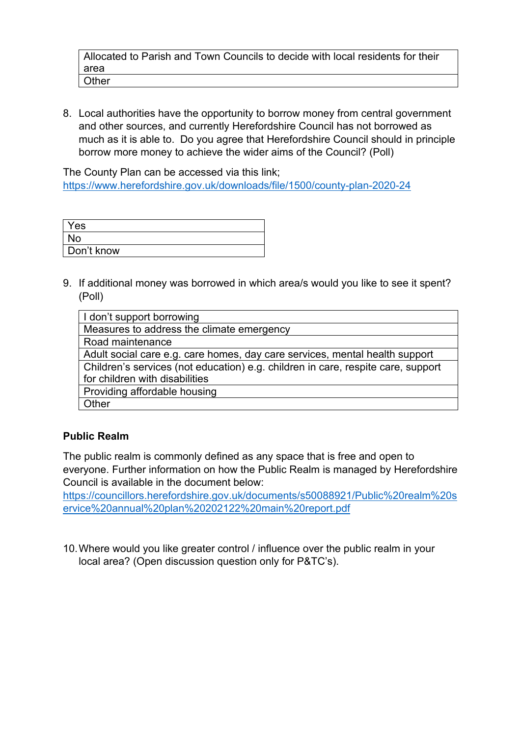| |
|---|
| Allocated to Parish and Town Councils to decide with local residents for their area |
| Other |

8. Local authorities have the opportunity to borrow money from central government and other sources, and currently Herefordshire Council has not borrowed as much as it is able to. Do you agree that Herefordshire Council should in principle borrow more money to achieve the wider aims of the Council? (Poll)

The County Plan can be accessed via this link;
https://www.herefordshire.gov.uk/downloads/file/1500/county-plan-2020-24

| |
|---|
| Yes |
| No |
| Don't know |

9. If additional money was borrowed in which area/s would you like to see it spent? (Poll)

| |
|---|
| I don't support borrowing |
| Measures to address the climate emergency |
| Road maintenance |
| Adult social care e.g. care homes, day care services, mental health support |
| Children's services (not education) e.g. children in care, respite care, support for children with disabilities |
| Providing affordable housing |
| Other |

**Public Realm**

The public realm is commonly defined as any space that is free and open to everyone. Further information on how the Public Realm is managed by Herefordshire Council is available in the document below:
https://councillors.herefordshire.gov.uk/documents/s50088921/Public%20realm%20service%20annual%20plan%20202122%20main%20report.pdf

10. Where would you like greater control / influence over the public realm in your local area? (Open discussion question only for P&TC's).